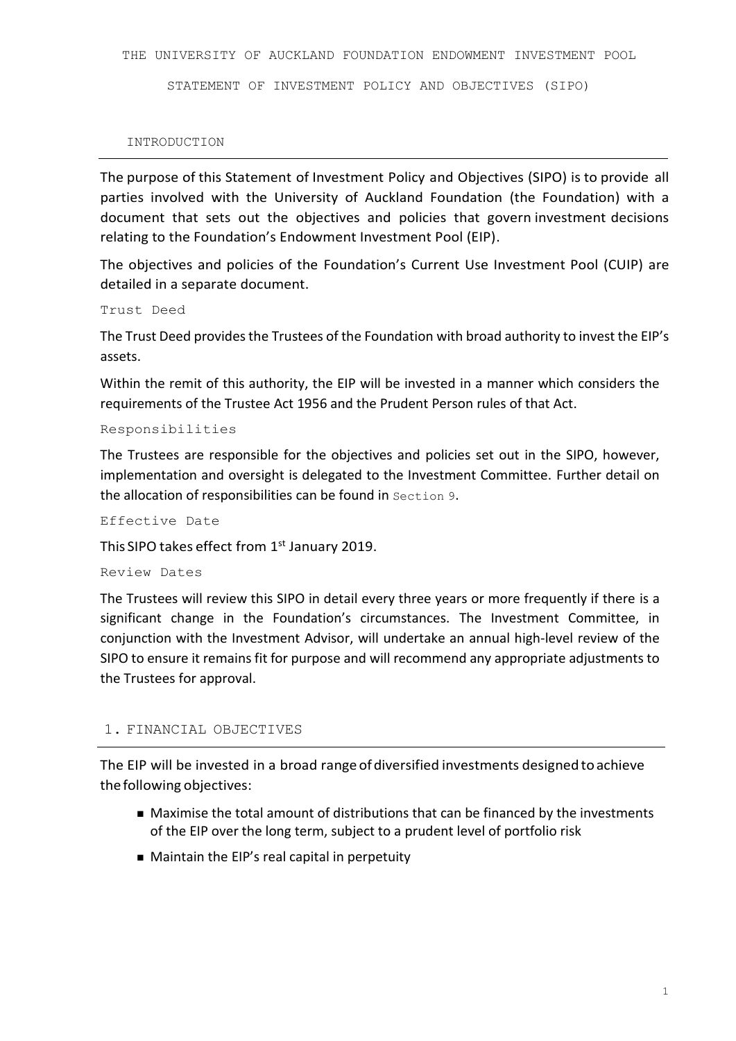# THE UNIVERSITY OF AUCKLAND FOUNDATION ENDOWMENT INVESTMENT POOL

# STATEMENT OF INVESTMENT POLICY AND OBJECTIVES (SIPO)

## INTRODUCTION

The purpose of this Statement of Investment Policy and Objectives (SIPO) is to provide all parties involved with the University of Auckland Foundation (the Foundation) with a document that sets out the objectives and policies that govern investment decisions relating to the Foundation's Endowment Investment Pool (EIP).

The objectives and policies of the Foundation's Current Use Investment Pool (CUIP) are detailed in a separate document.

### Trust Deed

The Trust Deed provides the Trustees of the Foundation with broad authority to invest the EIP's assets.

Within the remit of this authority, the EIP will be invested in a manner which considers the requirements of the Trustee Act 1956 and the Prudent Person rules of that Act.

### Responsibilities

The Trustees are responsible for the objectives and policies set out in the SIPO, however, implementation and oversight is delegated to the Investment Committee. Further detail on the allocation of responsibilities can be found in Section 9.

### Effective Date

This SIPO takes effect from 1st January 2019.

### Review Dates

The Trustees will review this SIPO in detail every three years or more frequently if there is a significant change in the Foundation's circumstances. The Investment Committee, in conjunction with the Investment Advisor, will undertake an annual high-level review of the SIPO to ensure it remains fit for purpose and will recommend any appropriate adjustments to the Trustees for approval.

## 1. FINANCIAL OBJECTIVES

The EIP will be invested in a broad range of diversified investments designed to achieve the following objectives:

- Maximise the total amount of distributions that can be financed by the investments of the EIP over the long term, subject to a prudent level of portfolio risk
- Maintain the EIP's real capital in perpetuity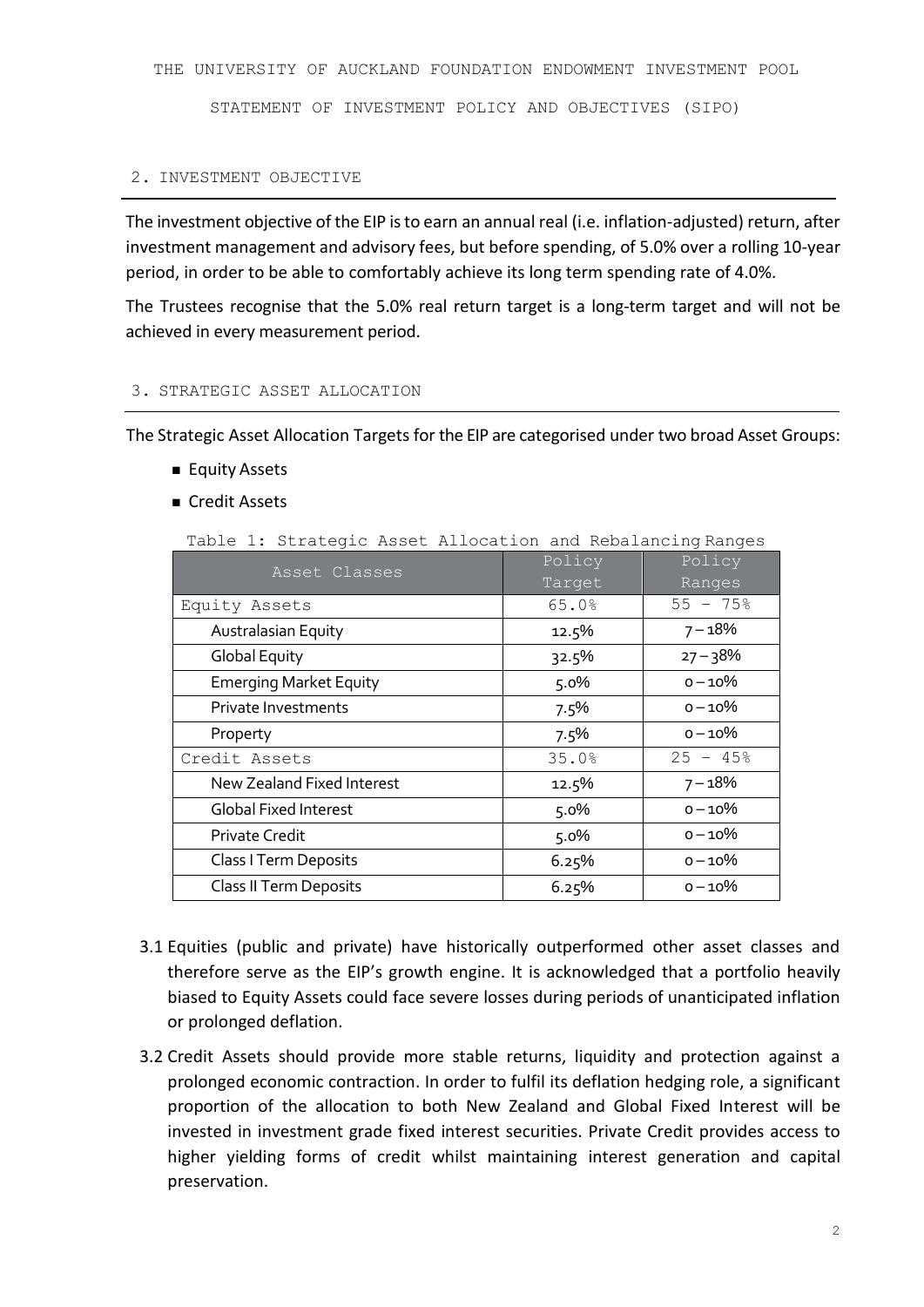## 2. INVESTMENT OBJECTIVE

The investment objective of the EIP is to earn an annual real (i.e. inflation-adjusted) return, after investment management and advisory fees, but before spending, of 5.0% over a rolling 10-year period, in order to be able to comfortably achieve its long term spending rate of 4.0%.

The Trustees recognise that the 5.0% real return target is a long-term target and will not be achieved in every measurement period.

## 3. STRATEGIC ASSET ALLOCATION

The Strategic Asset Allocation Targets for the EIP are categorised under two broad Asset Groups:

- Equity Assets
- Credit Assets

Table 1: Strategic Asset Allocation and Rebalancing Ranges

| Asset Classes | Policy Target | Policy Ranges |
|---|---|---|
| Equity Assets | 65.0% | 55 – 75% |
| Australasian Equity | 12.5% | 7 – 18% |
| Global Equity | 32.5% | 27 – 38% |
| Emerging Market Equity | 5.0% | 0 – 10% |
| Private Investments | 7.5% | 0 – 10% |
| Property | 7.5% | 0 – 10% |
| Credit Assets | 35.0% | 25 – 45% |
| New Zealand Fixed Interest | 12.5% | 7 – 18% |
| Global Fixed Interest | 5.0% | 0 – 10% |
| Private Credit | 5.0% | 0 – 10% |
| Class I Term Deposits | 6.25% | 0 – 10% |
| Class II Term Deposits | 6.25% | 0 – 10% |

3.1 Equities (public and private) have historically outperformed other asset classes and therefore serve as the EIP's growth engine. It is acknowledged that a portfolio heavily biased to Equity Assets could face severe losses during periods of unanticipated inflation or prolonged deflation.

3.2 Credit Assets should provide more stable returns, liquidity and protection against a prolonged economic contraction. In order to fulfil its deflation hedging role, a significant proportion of the allocation to both New Zealand and Global Fixed Interest will be invested in investment grade fixed interest securities. Private Credit provides access to higher yielding forms of credit whilst maintaining interest generation and capital preservation.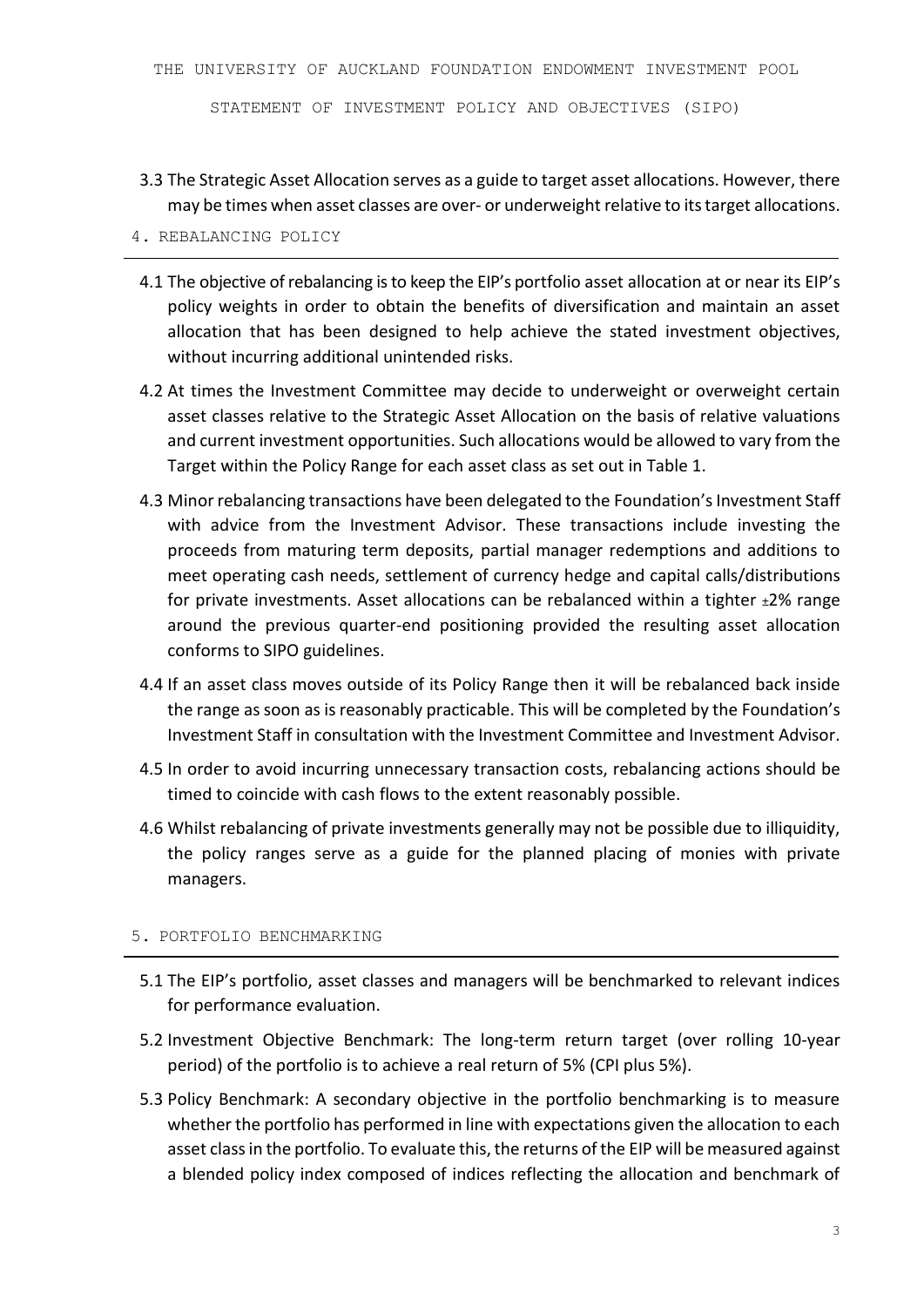3.3 The Strategic Asset Allocation serves as a guide to target asset allocations. However, there may be times when asset classes are over- or underweight relative to its target allocations.

## 4. REBALANCING POLICY

4.1 The objective of rebalancing is to keep the EIP's portfolio asset allocation at or near its EIP's policy weights in order to obtain the benefits of diversification and maintain an asset allocation that has been designed to help achieve the stated investment objectives, without incurring additional unintended risks.

4.2 At times the Investment Committee may decide to underweight or overweight certain asset classes relative to the Strategic Asset Allocation on the basis of relative valuations and current investment opportunities. Such allocations would be allowed to vary from the Target within the Policy Range for each asset class as set out in Table 1.

4.3 Minor rebalancing transactions have been delegated to the Foundation's Investment Staff with advice from the Investment Advisor. These transactions include investing the proceeds from maturing term deposits, partial manager redemptions and additions to meet operating cash needs, settlement of currency hedge and capital calls/distributions for private investments. Asset allocations can be rebalanced within a tighter ±2% range around the previous quarter-end positioning provided the resulting asset allocation conforms to SIPO guidelines.

4.4 If an asset class moves outside of its Policy Range then it will be rebalanced back inside the range as soon as is reasonably practicable. This will be completed by the Foundation's Investment Staff in consultation with the Investment Committee and Investment Advisor.

4.5 In order to avoid incurring unnecessary transaction costs, rebalancing actions should be timed to coincide with cash flows to the extent reasonably possible.

4.6 Whilst rebalancing of private investments generally may not be possible due to illiquidity, the policy ranges serve as a guide for the planned placing of monies with private managers.

## 5. PORTFOLIO BENCHMARKING

5.1 The EIP's portfolio, asset classes and managers will be benchmarked to relevant indices for performance evaluation.

5.2 Investment Objective Benchmark: The long-term return target (over rolling 10-year period) of the portfolio is to achieve a real return of 5% (CPI plus 5%).

5.3 Policy Benchmark: A secondary objective in the portfolio benchmarking is to measure whether the portfolio has performed in line with expectations given the allocation to each asset class in the portfolio. To evaluate this, the returns of the EIP will be measured against a blended policy index composed of indices reflecting the allocation and benchmark of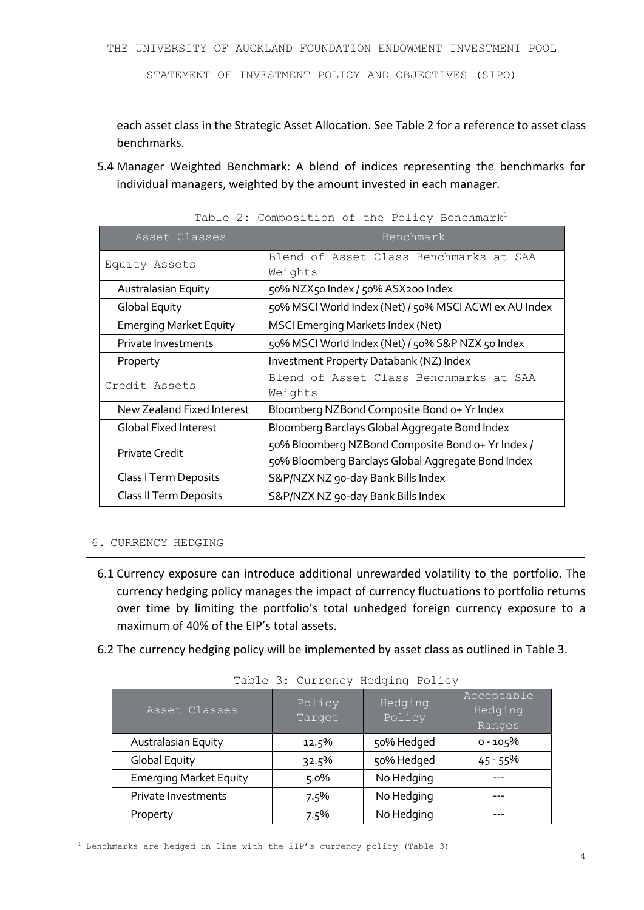each asset class in the Strategic Asset Allocation. See Table 2 for a reference to asset class benchmarks.

5.4 Manager Weighted Benchmark: A blend of indices representing the benchmarks for individual managers, weighted by the amount invested in each manager.

Table 2: Composition of the Policy Benchmark[1]

| Asset Classes | Benchmark |
| --- | --- |
| Equity Assets | Blend of Asset Class Benchmarks at SAA Weights |
| Australasian Equity | 50% NZX50 Index / 50% ASX200 Index |
| Global Equity | 50% MSCI World Index (Net) / 50% MSCI ACWI ex AU Index |
| Emerging Market Equity | MSCI Emerging Markets Index (Net) |
| Private Investments | 50% MSCI World Index (Net) / 50% S&P NZX 50 Index |
| Property | Investment Property Databank (NZ) Index |
| Credit Assets | Blend of Asset Class Benchmarks at SAA Weights |
| New Zealand Fixed Interest | Bloomberg NZBond Composite Bond 0+ Yr Index |
| Global Fixed Interest | Bloomberg Barclays Global Aggregate Bond Index |
| Private Credit | 50% Bloomberg NZBond Composite Bond 0+ Yr Index / 50% Bloomberg Barclays Global Aggregate Bond Index |
| Class I Term Deposits | S&P/NZX NZ 90-day Bank Bills Index |
| Class II Term Deposits | S&P/NZX NZ 90-day Bank Bills Index |

## 6. CURRENCY HEDGING

6.1 Currency exposure can introduce additional unrewarded volatility to the portfolio. The currency hedging policy manages the impact of currency fluctuations to portfolio returns over time by limiting the portfolio's total unhedged foreign currency exposure to a maximum of 40% of the EIP's total assets.

6.2 The currency hedging policy will be implemented by asset class as outlined in Table 3.

Table 3: Currency Hedging Policy

| Asset Classes | Policy Target | Hedging Policy | Acceptable Hedging Ranges |
| --- | --- | --- | --- |
| Australasian Equity | 12.5% | 50% Hedged | 0 - 105% |
| Global Equity | 32.5% | 50% Hedged | 45 - 55% |
| Emerging Market Equity | 5.0% | No Hedging | --- |
| Private Investments | 7.5% | No Hedging | --- |
| Property | 7.5% | No Hedging | --- |

[1] Benchmarks are hedged in line with the EIP's currency policy (Table 3)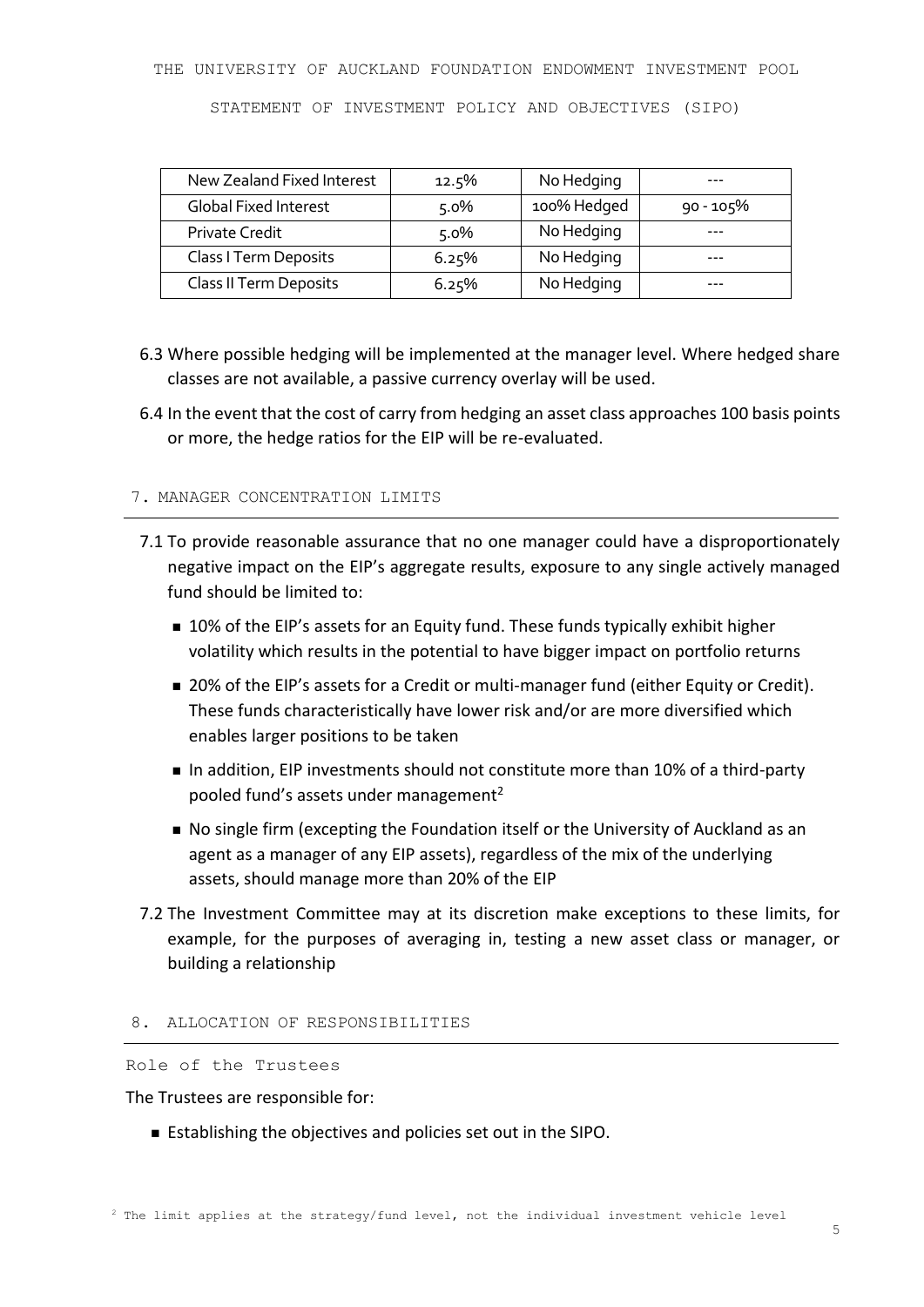| New Zealand Fixed Interest | 12.5% | No Hedging | --- |
| --- | --- | --- | --- |
| Global Fixed Interest | 5.0% | 100% Hedged | 90 - 105% |
| Private Credit | 5.0% | No Hedging | --- |
| Class I Term Deposits | 6.25% | No Hedging | --- |
| Class II Term Deposits | 6.25% | No Hedging | --- |

6.3 Where possible hedging will be implemented at the manager level. Where hedged share classes are not available, a passive currency overlay will be used.

6.4 In the event that the cost of carry from hedging an asset class approaches 100 basis points or more, the hedge ratios for the EIP will be re-evaluated.

## 7. MANAGER CONCENTRATION LIMITS

7.1 To provide reasonable assurance that no one manager could have a disproportionately negative impact on the EIP's aggregate results, exposure to any single actively managed fund should be limited to:

- 10% of the EIP's assets for an Equity fund. These funds typically exhibit higher volatility which results in the potential to have bigger impact on portfolio returns
- 20% of the EIP's assets for a Credit or multi-manager fund (either Equity or Credit). These funds characteristically have lower risk and/or are more diversified which enables larger positions to be taken
- In addition, EIP investments should not constitute more than 10% of a third-party pooled fund's assets under management[2]
- No single firm (excepting the Foundation itself or the University of Auckland as an agent as a manager of any EIP assets), regardless of the mix of the underlying assets, should manage more than 20% of the EIP

7.2 The Investment Committee may at its discretion make exceptions to these limits, for example, for the purposes of averaging in, testing a new asset class or manager, or building a relationship

## 8. ALLOCATION OF RESPONSIBILITIES

### Role of the Trustees

The Trustees are responsible for:

- Establishing the objectives and policies set out in the SIPO.

[2] The limit applies at the strategy/fund level, not the individual investment vehicle level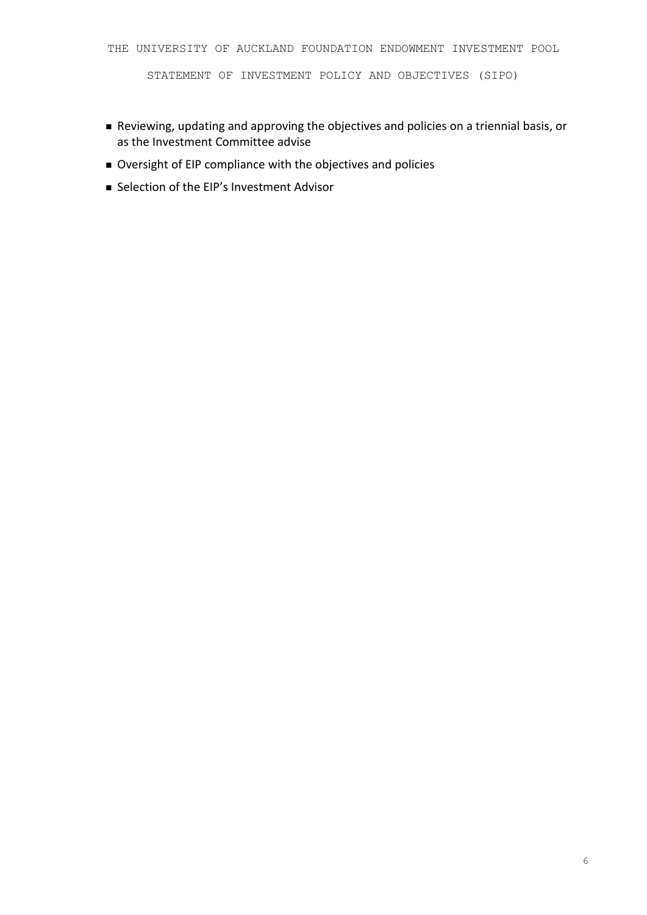- Reviewing, updating and approving the objectives and policies on a triennial basis, or as the Investment Committee advise
- Oversight of EIP compliance with the objectives and policies
- Selection of the EIP's Investment Advisor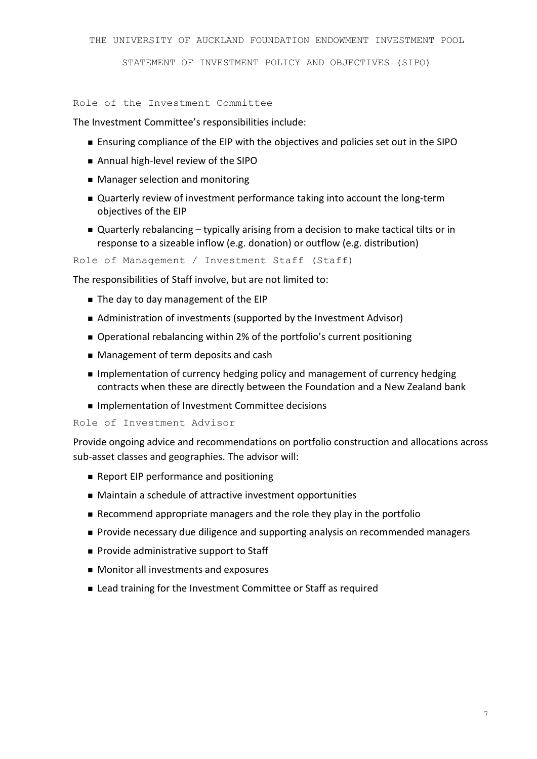### Role of the Investment Committee

The Investment Committee's responsibilities include:

- Ensuring compliance of the EIP with the objectives and policies set out in the SIPO
- Annual high-level review of the SIPO
- Manager selection and monitoring
- Quarterly review of investment performance taking into account the long-term objectives of the EIP
- Quarterly rebalancing – typically arising from a decision to make tactical tilts or in response to a sizeable inflow (e.g. donation) or outflow (e.g. distribution)

### Role of Management / Investment Staff (Staff)

The responsibilities of Staff involve, but are not limited to:

- The day to day management of the EIP
- Administration of investments (supported by the Investment Advisor)
- Operational rebalancing within 2% of the portfolio's current positioning
- Management of term deposits and cash
- Implementation of currency hedging policy and management of currency hedging contracts when these are directly between the Foundation and a New Zealand bank
- Implementation of Investment Committee decisions

### Role of Investment Advisor

Provide ongoing advice and recommendations on portfolio construction and allocations across sub-asset classes and geographies. The advisor will:

- Report EIP performance and positioning
- Maintain a schedule of attractive investment opportunities
- Recommend appropriate managers and the role they play in the portfolio
- Provide necessary due diligence and supporting analysis on recommended managers
- Provide administrative support to Staff
- Monitor all investments and exposures
- Lead training for the Investment Committee or Staff as required